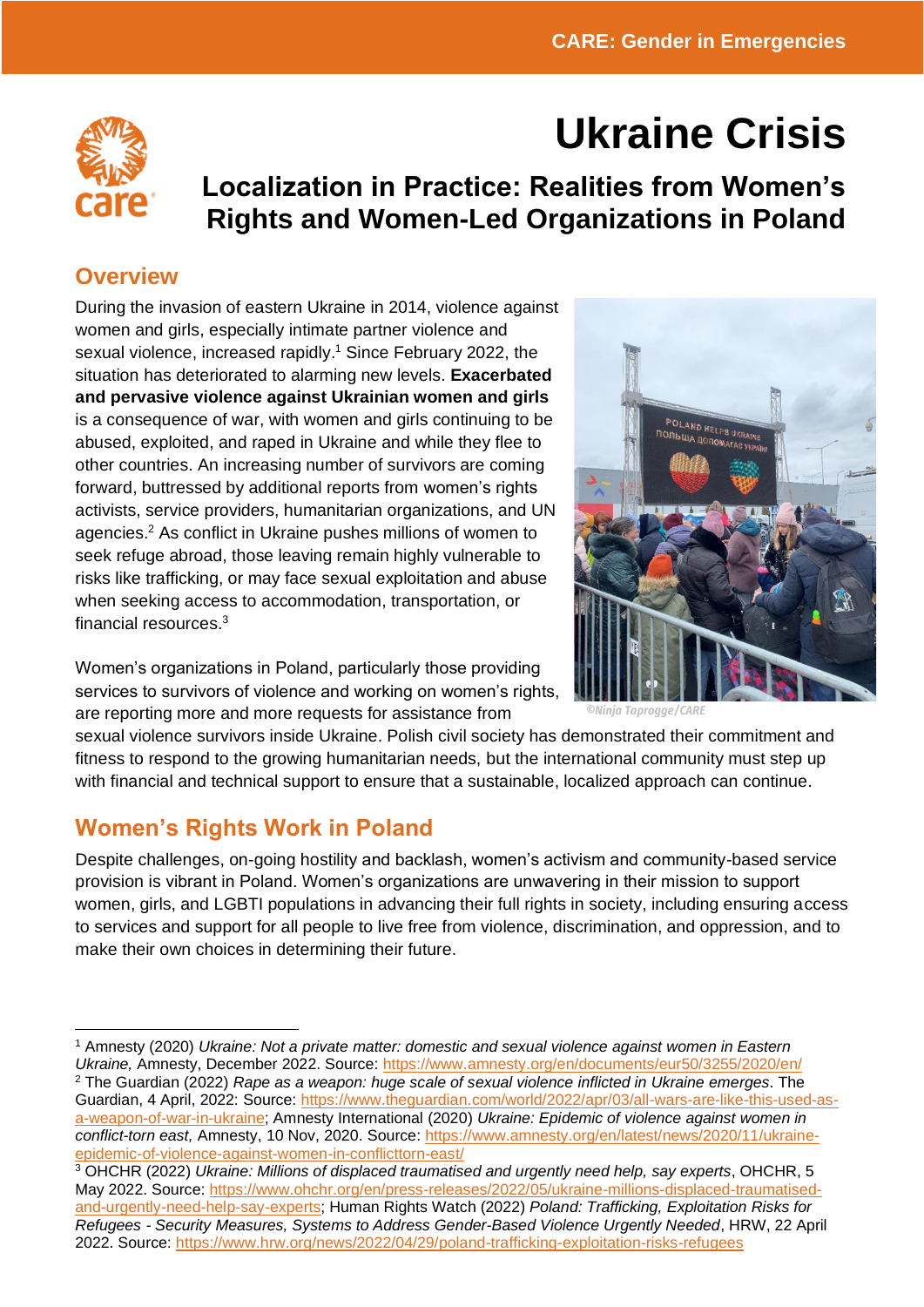# Ukraine Crisis

## Localization in Practice: Realities from Women's Rights and Women-Led Organizations in Poland

## Overview

During the invasion of eastern Ukraine in 2014, violence against women and girls, especially intimate partner violence and sexual violence, increased rapidly.[1] Since February 2022, the situation has deteriorated to alarming new levels. **Exacerbated and pervasive violence against Ukrainian women and girls** is a consequence of war, with women and girls continuing to be abused, exploited, and raped in Ukraine and while they flee to other countries. An increasing number of survivors are coming forward, buttressed by additional reports from women's rights activists, service providers, humanitarian organizations, and UN agencies.[2] As conflict in Ukraine pushes millions of women to seek refuge abroad, those leaving remain highly vulnerable to risks like trafficking, or may face sexual exploitation and abuse when seeking access to accommodation, transportation, or financial resources.[3]

©Ninja Taprogge/CARE

Women's organizations in Poland, particularly those providing services to survivors of violence and working on women's rights, are reporting more and more requests for assistance from sexual violence survivors inside Ukraine. Polish civil society has demonstrated their commitment and fitness to respond to the growing humanitarian needs, but the international community must step up with financial and technical support to ensure that a sustainable, localized approach can continue.

## Women's Rights Work in Poland

Despite challenges, on-going hostility and backlash, women's activism and community-based service provision is vibrant in Poland. Women's organizations are unwavering in their mission to support women, girls, and LGBTI populations in advancing their full rights in society, including ensuring access to services and support for all people to live free from violence, discrimination, and oppression, and to make their own choices in determining their future.

---

[1] Amnesty (2020) *Ukraine: Not a private matter: domestic and sexual violence against women in Eastern Ukraine,* Amnesty, December 2022. Source: https://www.amnesty.org/en/documents/eur50/3255/2020/en/

[2] The Guardian (2022) *Rape as a weapon: huge scale of sexual violence inflicted in Ukraine emerges*. The Guardian, 4 April, 2022: Source: https://www.theguardian.com/world/2022/apr/03/all-wars-are-like-this-used-as-a-weapon-of-war-in-ukraine; Amnesty International (2020) *Ukraine: Epidemic of violence against women in conflict-torn east,* Amnesty, 10 Nov, 2020. Source: https://www.amnesty.org/en/latest/news/2020/11/ukraine-epidemic-of-violence-against-women-in-conflicttorn-east/

[3] OHCHR (2022) *Ukraine: Millions of displaced traumatised and urgently need help, say experts*, OHCHR, 5 May 2022. Source: https://www.ohchr.org/en/press-releases/2022/05/ukraine-millions-displaced-traumatised-and-urgently-need-help-say-experts; Human Rights Watch (2022) *Poland: Trafficking, Exploitation Risks for Refugees - Security Measures, Systems to Address Gender-Based Violence Urgently Needed*, HRW, 22 April 2022. Source: https://www.hrw.org/news/2022/04/29/poland-trafficking-exploitation-risks-refugees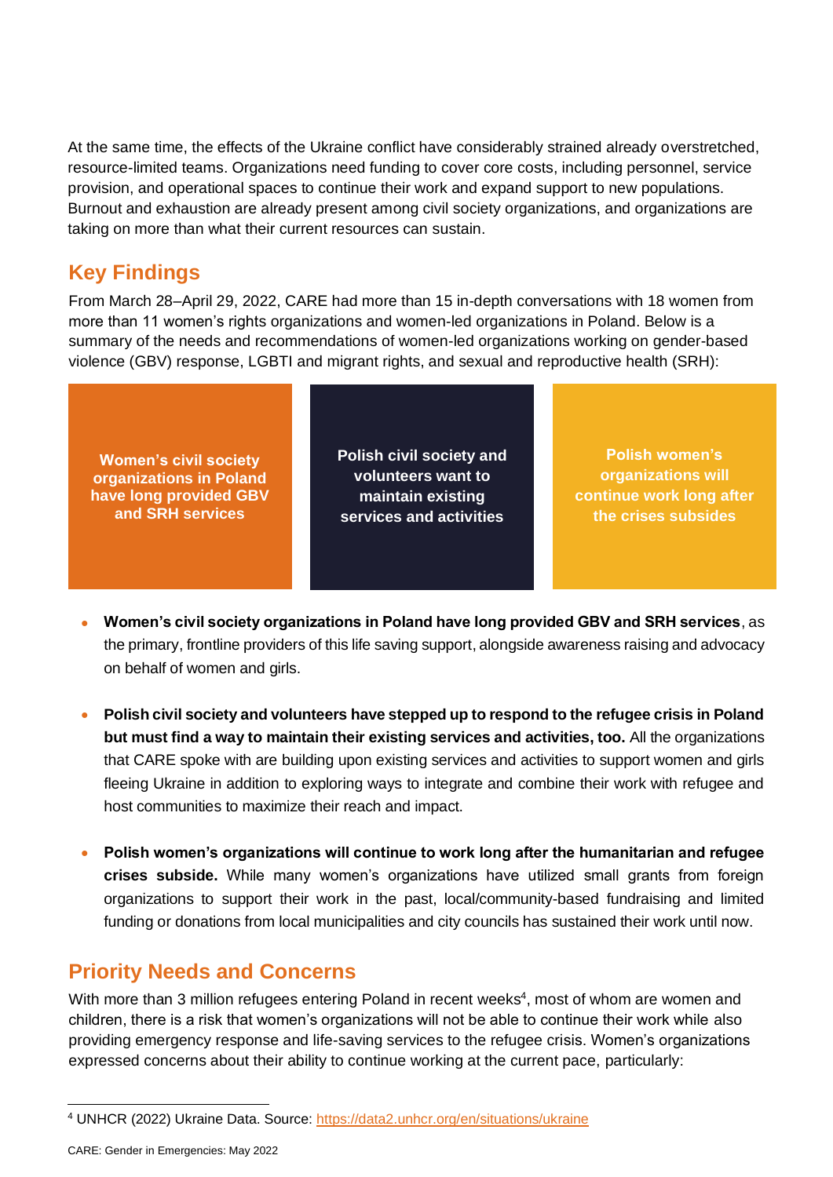At the same time, the effects of the Ukraine conflict have considerably strained already overstretched, resource-limited teams. Organizations need funding to cover core costs, including personnel, service provision, and operational spaces to continue their work and expand support to new populations. Burnout and exhaustion are already present among civil society organizations, and organizations are taking on more than what their current resources can sustain.

## Key Findings

From March 28–April 29, 2022, CARE had more than 15 in-depth conversations with 18 women from more than 11 women's rights organizations and women-led organizations in Poland. Below is a summary of the needs and recommendations of women-led organizations working on gender-based violence (GBV) response, LGBTI and migrant rights, and sexual and reproductive health (SRH):

**Women's civil society organizations in Poland have long provided GBV and SRH services**

**Polish civil society and volunteers want to maintain existing services and activities**

**Polish women's organizations will continue work long after the crises subsides**

- **Women's civil society organizations in Poland have long provided GBV and SRH services**, as the primary, frontline providers of this life saving support, alongside awareness raising and advocacy on behalf of women and girls.

- **Polish civil society and volunteers have stepped up to respond to the refugee crisis in Poland but must find a way to maintain their existing services and activities, too.** All the organizations that CARE spoke with are building upon existing services and activities to support women and girls fleeing Ukraine in addition to exploring ways to integrate and combine their work with refugee and host communities to maximize their reach and impact.

- **Polish women's organizations will continue to work long after the humanitarian and refugee crises subside.** While many women's organizations have utilized small grants from foreign organizations to support their work in the past, local/community-based fundraising and limited funding or donations from local municipalities and city councils has sustained their work until now.

## Priority Needs and Concerns

With more than 3 million refugees entering Poland in recent weeks[4], most of whom are women and children, there is a risk that women's organizations will not be able to continue their work while also providing emergency response and life-saving services to the refugee crisis. Women's organizations expressed concerns about their ability to continue working at the current pace, particularly:

[4] UNHCR (2022) Ukraine Data. Source: https://data2.unhcr.org/en/situations/ukraine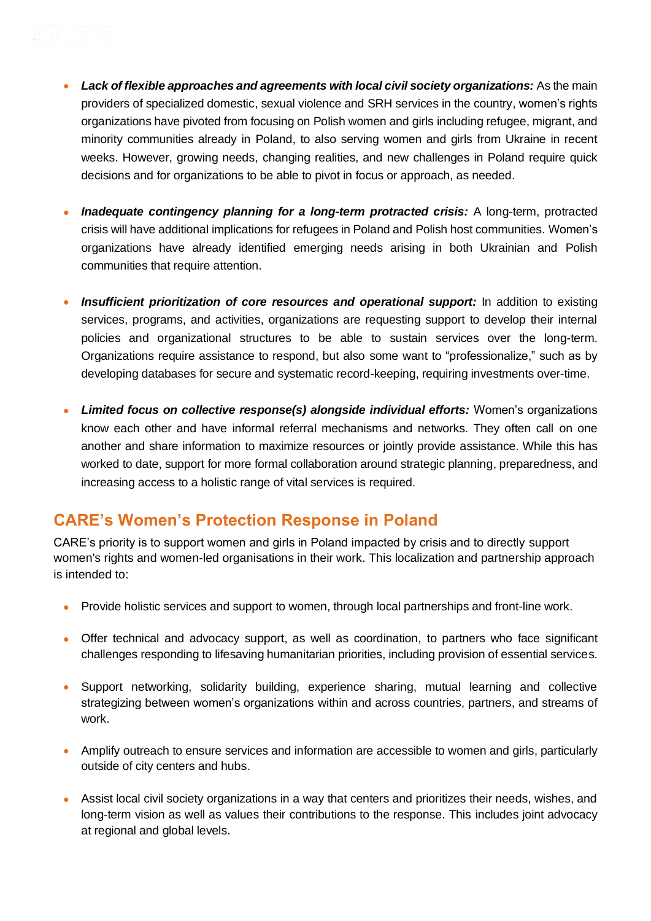- ***Lack of flexible approaches and agreements with local civil society organizations:*** As the main providers of specialized domestic, sexual violence and SRH services in the country, women's rights organizations have pivoted from focusing on Polish women and girls including refugee, migrant, and minority communities already in Poland, to also serving women and girls from Ukraine in recent weeks. However, growing needs, changing realities, and new challenges in Poland require quick decisions and for organizations to be able to pivot in focus or approach, as needed.

- ***Inadequate contingency planning for a long-term protracted crisis:*** A long-term, protracted crisis will have additional implications for refugees in Poland and Polish host communities. Women's organizations have already identified emerging needs arising in both Ukrainian and Polish communities that require attention.

- ***Insufficient prioritization of core resources and operational support:*** In addition to existing services, programs, and activities, organizations are requesting support to develop their internal policies and organizational structures to be able to sustain services over the long-term. Organizations require assistance to respond, but also some want to "professionalize," such as by developing databases for secure and systematic record-keeping, requiring investments over-time.

- ***Limited focus on collective response(s) alongside individual efforts:*** Women's organizations know each other and have informal referral mechanisms and networks. They often call on one another and share information to maximize resources or jointly provide assistance. While this has worked to date, support for more formal collaboration around strategic planning, preparedness, and increasing access to a holistic range of vital services is required.

## CARE's Women's Protection Response in Poland

CARE's priority is to support women and girls in Poland impacted by crisis and to directly support women's rights and women-led organisations in their work. This localization and partnership approach is intended to:

- Provide holistic services and support to women, through local partnerships and front-line work.
- Offer technical and advocacy support, as well as coordination, to partners who face significant challenges responding to lifesaving humanitarian priorities, including provision of essential services.
- Support networking, solidarity building, experience sharing, mutual learning and collective strategizing between women's organizations within and across countries, partners, and streams of work.
- Amplify outreach to ensure services and information are accessible to women and girls, particularly outside of city centers and hubs.
- Assist local civil society organizations in a way that centers and prioritizes their needs, wishes, and long-term vision as well as values their contributions to the response. This includes joint advocacy at regional and global levels.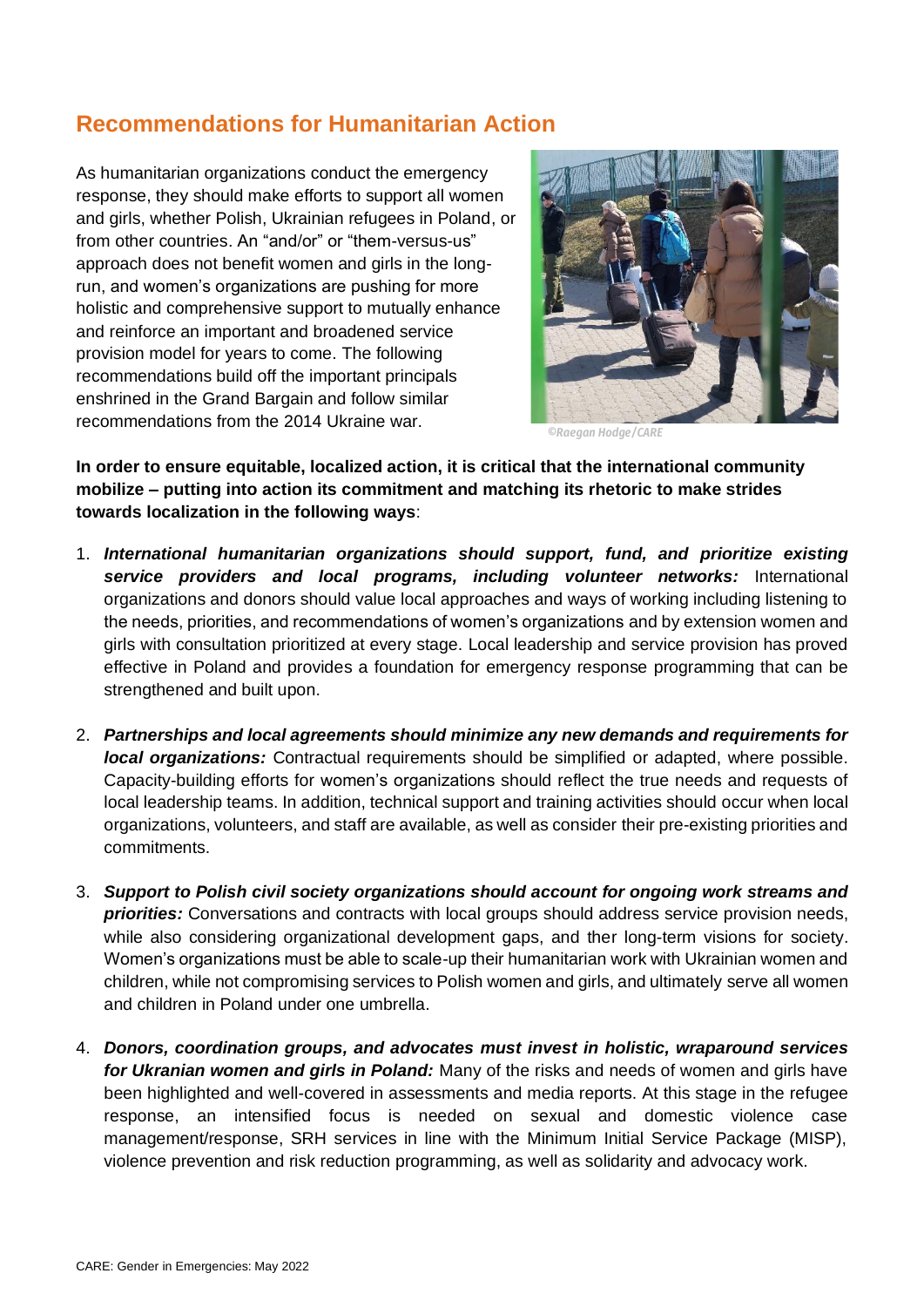## Recommendations for Humanitarian Action

As humanitarian organizations conduct the emergency response, they should make efforts to support all women and girls, whether Polish, Ukrainian refugees in Poland, or from other countries. An "and/or" or "them-versus-us" approach does not benefit women and girls in the long-run, and women's organizations are pushing for more holistic and comprehensive support to mutually enhance and reinforce an important and broadened service provision model for years to come. The following recommendations build off the important principals enshrined in the Grand Bargain and follow similar recommendations from the 2014 Ukraine war.

©Raegan Hodge/CARE

**In order to ensure equitable, localized action, it is critical that the international community mobilize – putting into action its commitment and matching its rhetoric to make strides towards localization in the following ways**:

1. ***International humanitarian organizations should support, fund, and prioritize existing service providers and local programs, including volunteer networks:*** International organizations and donors should value local approaches and ways of working including listening to the needs, priorities, and recommendations of women's organizations and by extension women and girls with consultation prioritized at every stage. Local leadership and service provision has proved effective in Poland and provides a foundation for emergency response programming that can be strengthened and built upon.

2. ***Partnerships and local agreements should minimize any new demands and requirements for local organizations:*** Contractual requirements should be simplified or adapted, where possible. Capacity-building efforts for women's organizations should reflect the true needs and requests of local leadership teams. In addition, technical support and training activities should occur when local organizations, volunteers, and staff are available, as well as consider their pre-existing priorities and commitments.

3. ***Support to Polish civil society organizations should account for ongoing work streams and priorities:*** Conversations and contracts with local groups should address service provision needs, while also considering organizational development gaps, and ther long-term visions for society. Women's organizations must be able to scale-up their humanitarian work with Ukrainian women and children, while not compromising services to Polish women and girls, and ultimately serve all women and children in Poland under one umbrella.

4. ***Donors, coordination groups, and advocates must invest in holistic, wraparound services for Ukranian women and girls in Poland:*** Many of the risks and needs of women and girls have been highlighted and well-covered in assessments and media reports. At this stage in the refugee response, an intensified focus is needed on sexual and domestic violence case management/response, SRH services in line with the Minimum Initial Service Package (MISP), violence prevention and risk reduction programming, as well as solidarity and advocacy work.